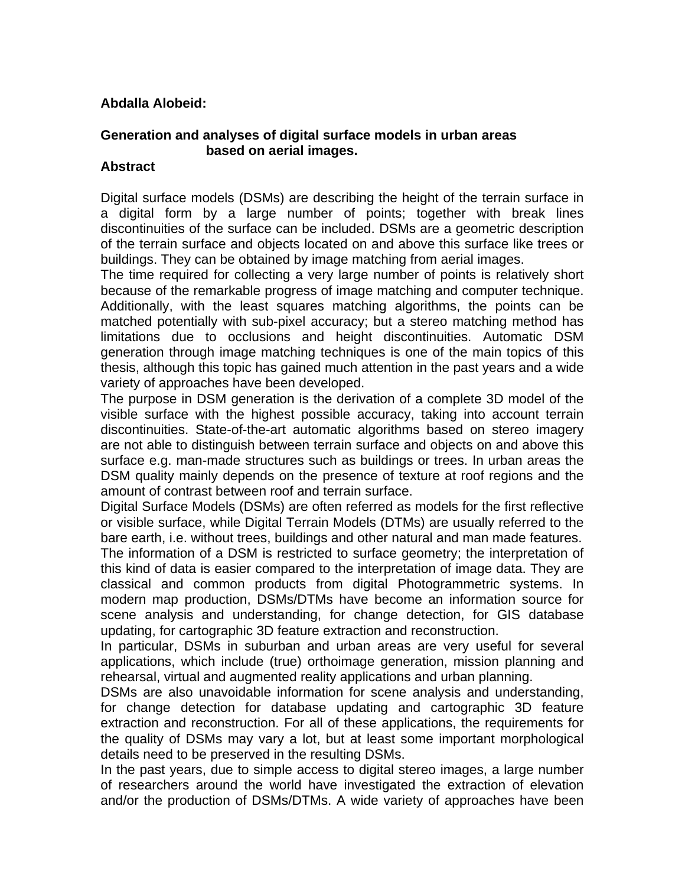**Abdalla Alobeid:**

## Generation and analyses of digital surface models in urban areas based on aerial images.

### Abstract

Digital surface models (DSMs) are describing the height of the terrain surface in a digital form by a large number of points; together with break lines discontinuities of the surface can be included. DSMs are a geometric description of the terrain surface and objects located on and above this surface like trees or buildings. They can be obtained by image matching from aerial images.

The time required for collecting a very large number of points is relatively short because of the remarkable progress of image matching and computer technique. Additionally, with the least squares matching algorithms, the points can be matched potentially with sub-pixel accuracy; but a stereo matching method has limitations due to occlusions and height discontinuities. Automatic DSM generation through image matching techniques is one of the main topics of this thesis, although this topic has gained much attention in the past years and a wide variety of approaches have been developed.

The purpose in DSM generation is the derivation of a complete 3D model of the visible surface with the highest possible accuracy, taking into account terrain discontinuities. State-of-the-art automatic algorithms based on stereo imagery are not able to distinguish between terrain surface and objects on and above this surface e.g. man-made structures such as buildings or trees. In urban areas the DSM quality mainly depends on the presence of texture at roof regions and the amount of contrast between roof and terrain surface.

Digital Surface Models (DSMs) are often referred as models for the first reflective or visible surface, while Digital Terrain Models (DTMs) are usually referred to the bare earth, i.e. without trees, buildings and other natural and man made features.

The information of a DSM is restricted to surface geometry; the interpretation of this kind of data is easier compared to the interpretation of image data. They are classical and common products from digital Photogrammetric systems. In modern map production, DSMs/DTMs have become an information source for scene analysis and understanding, for change detection, for GIS database updating, for cartographic 3D feature extraction and reconstruction.

In particular, DSMs in suburban and urban areas are very useful for several applications, which include (true) orthoimage generation, mission planning and rehearsal, virtual and augmented reality applications and urban planning.

DSMs are also unavoidable information for scene analysis and understanding, for change detection for database updating and cartographic 3D feature extraction and reconstruction. For all of these applications, the requirements for the quality of DSMs may vary a lot, but at least some important morphological details need to be preserved in the resulting DSMs.

In the past years, due to simple access to digital stereo images, a large number of researchers around the world have investigated the extraction of elevation and/or the production of DSMs/DTMs. A wide variety of approaches have been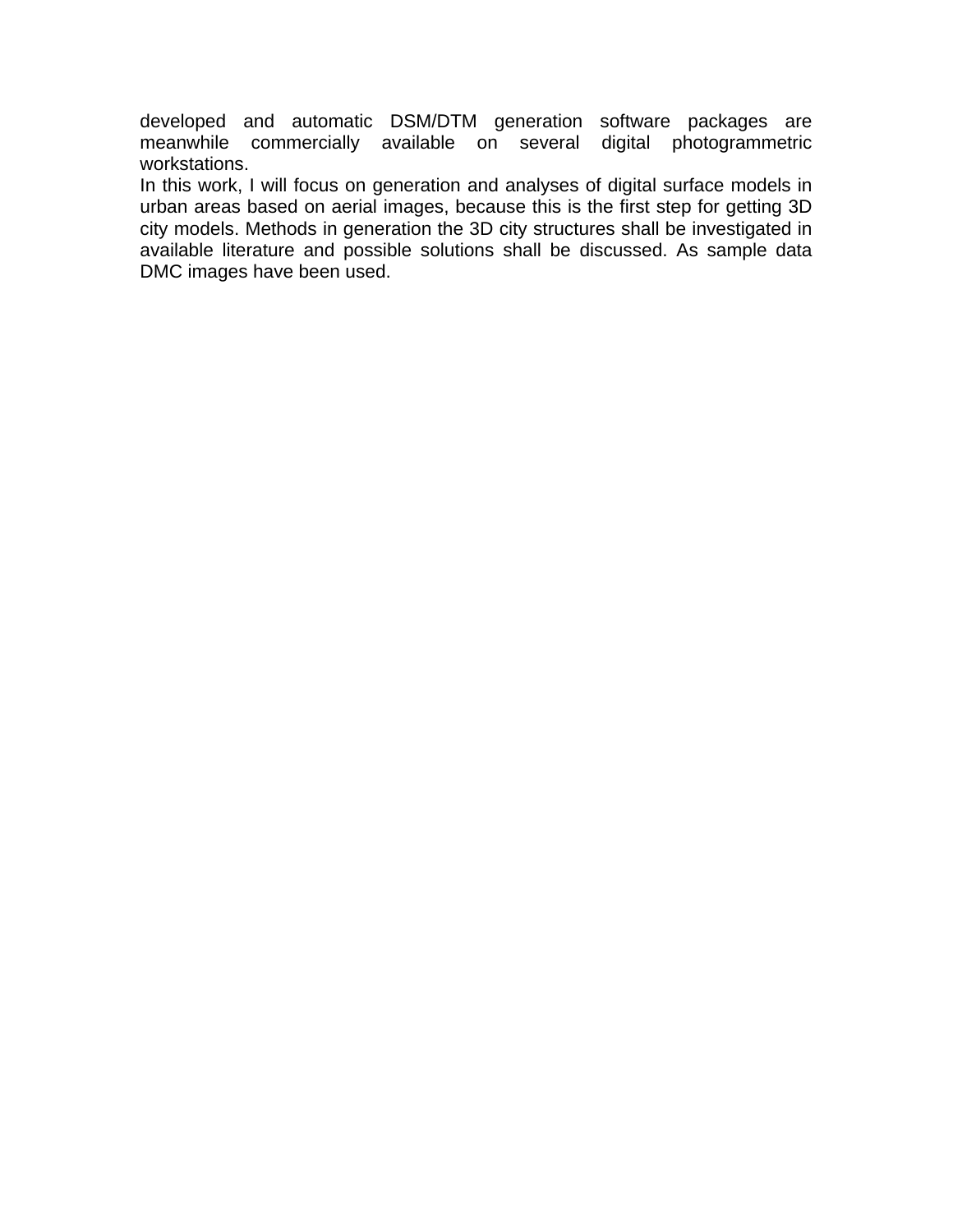developed and automatic DSM/DTM generation software packages are meanwhile commercially available on several digital photogrammetric workstations.

In this work, I will focus on generation and analyses of digital surface models in urban areas based on aerial images, because this is the first step for getting 3D city models. Methods in generation the 3D city structures shall be investigated in available literature and possible solutions shall be discussed. As sample data DMC images have been used.